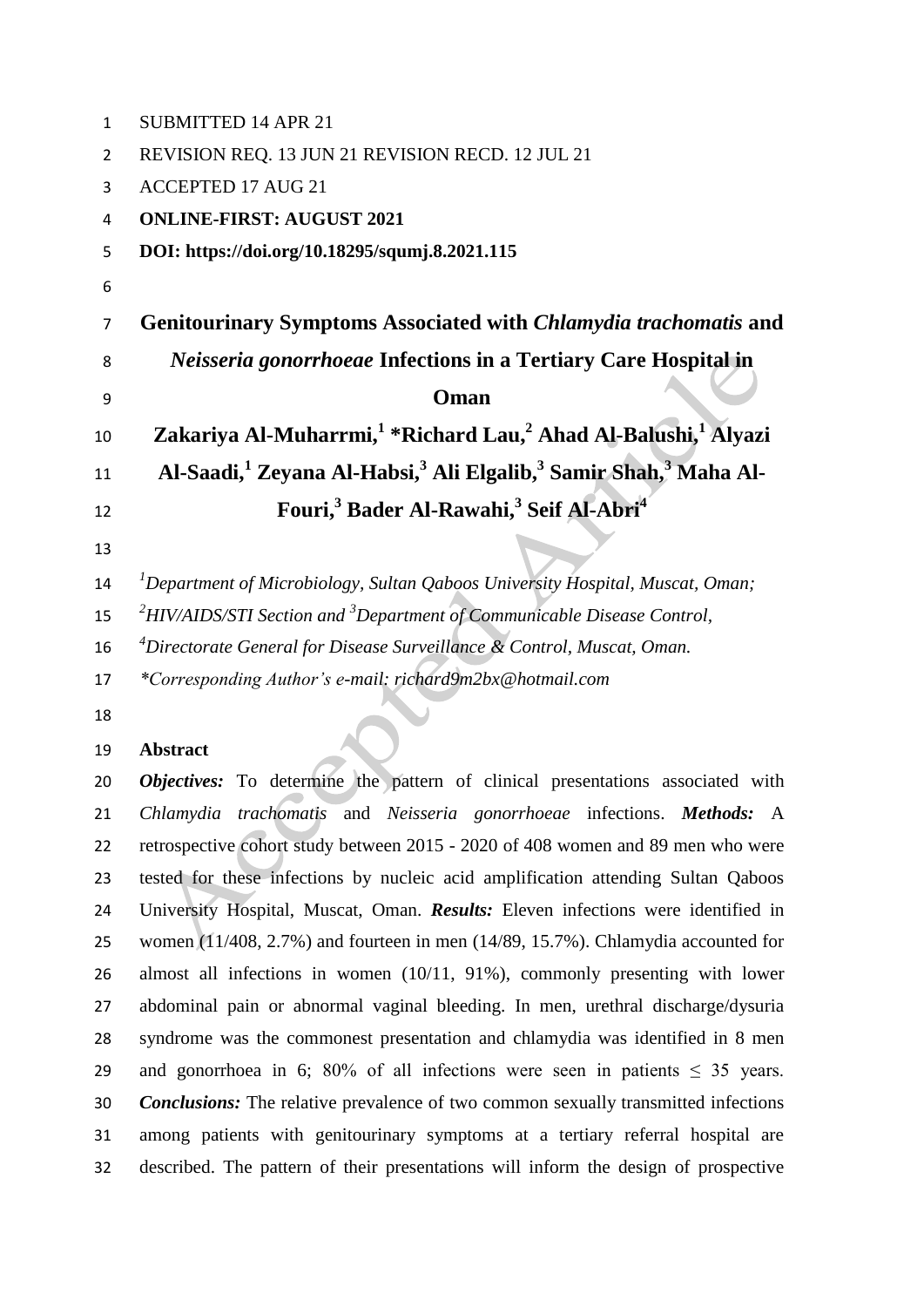SUBMITTED 14 APR 21

REVISION REQ. 13 JUN 21 REVISION RECD. 12 JUL 21

ACCEPTED 17 AUG 21

**ONLINE-FIRST: AUGUST 2021**

**DOI: https://doi.org/10.18295/squmj.8.2021.115**

# Genitourinary Symptoms Associated with *Chlamydia trachomatis* and *Neisseria gonorrhoeae* Infections in a Tertiary Care Hospital in Oman

**Zakariya Al-Muharrmi,[1] *Richard Lau,[2] Ahad Al-Balushi,[1] Alyazi Al-Saadi,[1] Zeyana Al-Habsi,[3] Ali Elgalib,[3] Samir Shah,[3] Maha Al-Fouri,[3] Bader Al-Rawahi,[3] Seif Al-Abri[4]**

*[1]Department of Microbiology, Sultan Qaboos University Hospital, Muscat, Oman;*
*[2]HIV/AIDS/STI Section and [3]Department of Communicable Disease Control,*
*[4]Directorate General for Disease Surveillance & Control, Muscat, Oman.*
*\*Corresponding Author's e-mail: richard9m2bx@hotmail.com*

## Abstract

***Objectives:*** To determine the pattern of clinical presentations associated with *Chlamydia trachomatis* and *Neisseria gonorrhoeae* infections. ***Methods:*** A retrospective cohort study between 2015 - 2020 of 408 women and 89 men who were tested for these infections by nucleic acid amplification attending Sultan Qaboos University Hospital, Muscat, Oman. ***Results:*** Eleven infections were identified in women (11/408, 2.7%) and fourteen in men (14/89, 15.7%). Chlamydia accounted for almost all infections in women (10/11, 91%), commonly presenting with lower abdominal pain or abnormal vaginal bleeding. In men, urethral discharge/dysuria syndrome was the commonest presentation and chlamydia was identified in 8 men and gonorrhoea in 6; 80% of all infections were seen in patients $\leq$ 35 years. ***Conclusions:*** The relative prevalence of two common sexually transmitted infections among patients with genitourinary symptoms at a tertiary referral hospital are described. The pattern of their presentations will inform the design of prospective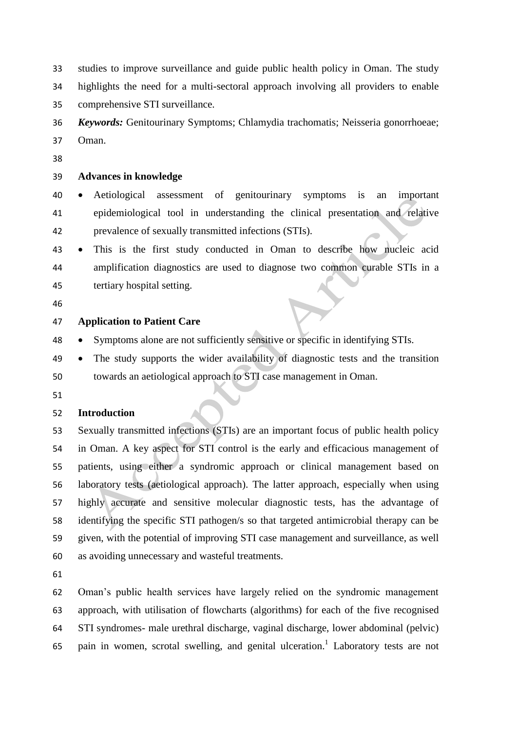studies to improve surveillance and guide public health policy in Oman. The study highlights the need for a multi-sectoral approach involving all providers to enable comprehensive STI surveillance.

***Keywords:*** Genitourinary Symptoms; Chlamydia trachomatis; Neisseria gonorrhoeae; Oman.

## Advances in knowledge

- Aetiological assessment of genitourinary symptoms is an important epidemiological tool in understanding the clinical presentation and relative prevalence of sexually transmitted infections (STIs).
- This is the first study conducted in Oman to describe how nucleic acid amplification diagnostics are used to diagnose two common curable STIs in a tertiary hospital setting.

## Application to Patient Care

- Symptoms alone are not sufficiently sensitive or specific in identifying STIs.
- The study supports the wider availability of diagnostic tests and the transition towards an aetiological approach to STI case management in Oman.

## Introduction

Sexually transmitted infections (STIs) are an important focus of public health policy in Oman. A key aspect for STI control is the early and efficacious management of patients, using either a syndromic approach or clinical management based on laboratory tests (aetiological approach). The latter approach, especially when using highly accurate and sensitive molecular diagnostic tests, has the advantage of identifying the specific STI pathogen/s so that targeted antimicrobial therapy can be given, with the potential of improving STI case management and surveillance, as well as avoiding unnecessary and wasteful treatments.

Oman's public health services have largely relied on the syndromic management approach, with utilisation of flowcharts (algorithms) for each of the five recognised STI syndromes- male urethral discharge, vaginal discharge, lower abdominal (pelvic) pain in women, scrotal swelling, and genital ulceration.[1] Laboratory tests are not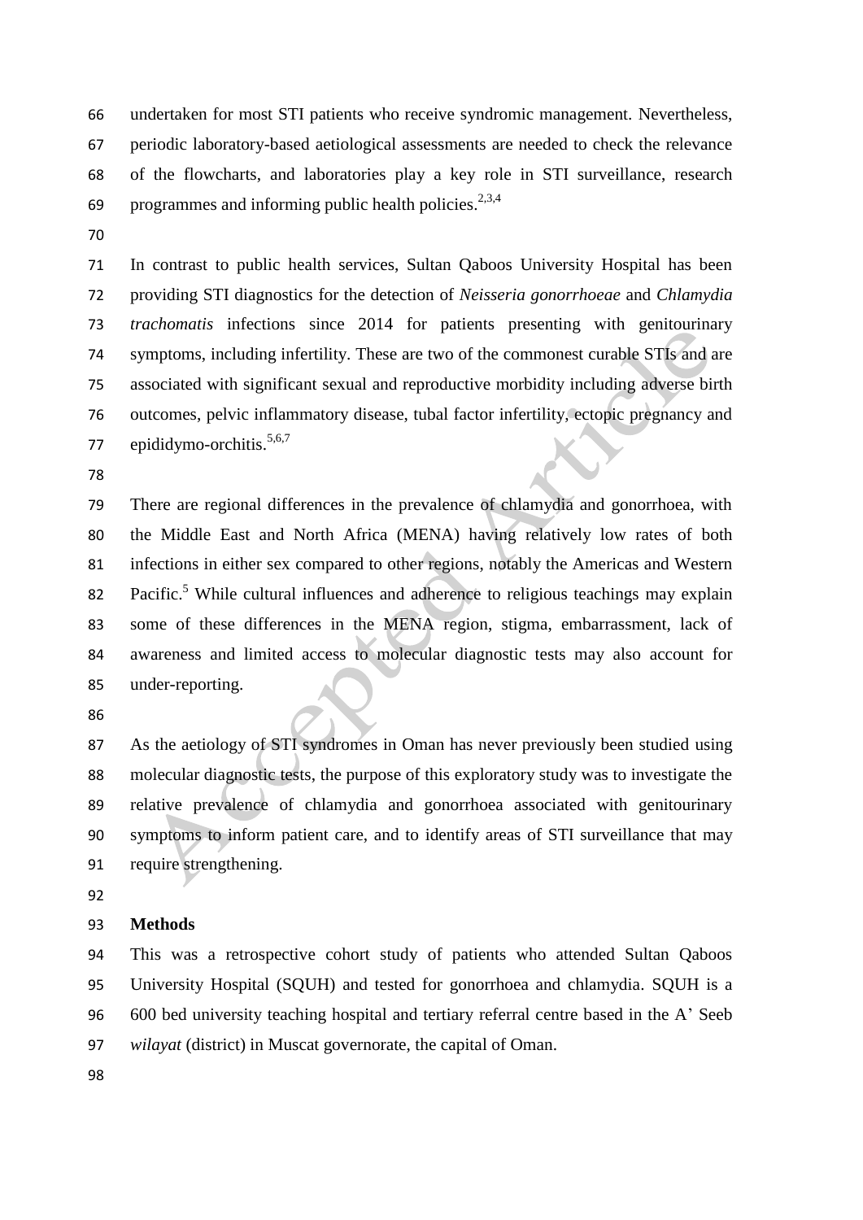undertaken for most STI patients who receive syndromic management. Nevertheless, periodic laboratory-based aetiological assessments are needed to check the relevance of the flowcharts, and laboratories play a key role in STI surveillance, research programmes and informing public health policies.[2,3,4]

In contrast to public health services, Sultan Qaboos University Hospital has been providing STI diagnostics for the detection of *Neisseria gonorrhoeae* and *Chlamydia trachomatis* infections since 2014 for patients presenting with genitourinary symptoms, including infertility. These are two of the commonest curable STIs and are associated with significant sexual and reproductive morbidity including adverse birth outcomes, pelvic inflammatory disease, tubal factor infertility, ectopic pregnancy and epididymo-orchitis.[5,6,7]

There are regional differences in the prevalence of chlamydia and gonorrhoea, with the Middle East and North Africa (MENA) having relatively low rates of both infections in either sex compared to other regions, notably the Americas and Western Pacific.[5] While cultural influences and adherence to religious teachings may explain some of these differences in the MENA region, stigma, embarrassment, lack of awareness and limited access to molecular diagnostic tests may also account for under-reporting.

As the aetiology of STI syndromes in Oman has never previously been studied using molecular diagnostic tests, the purpose of this exploratory study was to investigate the relative prevalence of chlamydia and gonorrhoea associated with genitourinary symptoms to inform patient care, and to identify areas of STI surveillance that may require strengthening.

## Methods

This was a retrospective cohort study of patients who attended Sultan Qaboos University Hospital (SQUH) and tested for gonorrhoea and chlamydia. SQUH is a 600 bed university teaching hospital and tertiary referral centre based in the A' Seeb *wilayat* (district) in Muscat governorate, the capital of Oman.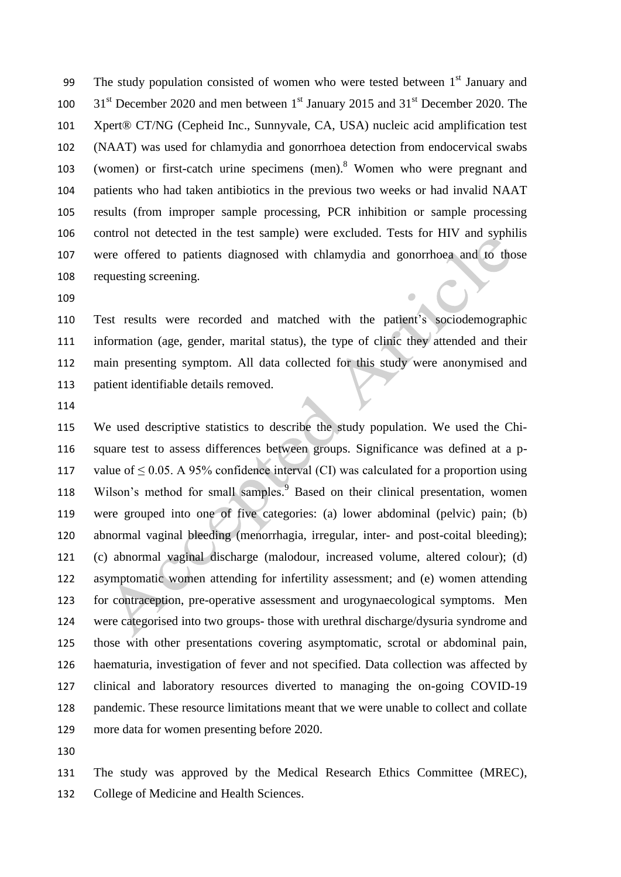The study population consisted of women who were tested between 1st January and 31st December 2020 and men between 1st January 2015 and 31st December 2020. The Xpert® CT/NG (Cepheid Inc., Sunnyvale, CA, USA) nucleic acid amplification test (NAAT) was used for chlamydia and gonorrhoea detection from endocervical swabs (women) or first-catch urine specimens (men).[8] Women who were pregnant and patients who had taken antibiotics in the previous two weeks or had invalid NAAT results (from improper sample processing, PCR inhibition or sample processing control not detected in the test sample) were excluded. Tests for HIV and syphilis were offered to patients diagnosed with chlamydia and gonorrhoea and to those requesting screening.

Test results were recorded and matched with the patient's sociodemographic information (age, gender, marital status), the type of clinic they attended and their main presenting symptom. All data collected for this study were anonymised and patient identifiable details removed.

We used descriptive statistics to describe the study population. We used the Chi-square test to assess differences between groups. Significance was defined at a p-value of $\leq 0.05$. A 95% confidence interval (CI) was calculated for a proportion using Wilson's method for small samples.[9] Based on their clinical presentation, women were grouped into one of five categories: (a) lower abdominal (pelvic) pain; (b) abnormal vaginal bleeding (menorrhagia, irregular, inter- and post-coital bleeding); (c) abnormal vaginal discharge (malodour, increased volume, altered colour); (d) asymptomatic women attending for infertility assessment; and (e) women attending for contraception, pre-operative assessment and urogynaecological symptoms. Men were categorised into two groups- those with urethral discharge/dysuria syndrome and those with other presentations covering asymptomatic, scrotal or abdominal pain, haematuria, investigation of fever and not specified. Data collection was affected by clinical and laboratory resources diverted to managing the on-going COVID-19 pandemic. These resource limitations meant that we were unable to collect and collate more data for women presenting before 2020.

The study was approved by the Medical Research Ethics Committee (MREC), College of Medicine and Health Sciences.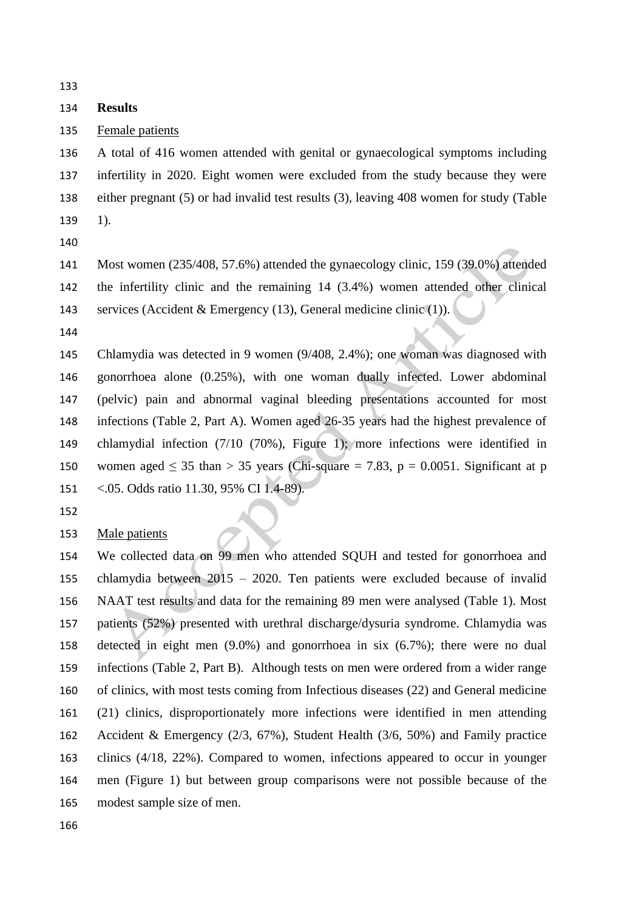## Results

Female patients

A total of 416 women attended with genital or gynaecological symptoms including infertility in 2020. Eight women were excluded from the study because they were either pregnant (5) or had invalid test results (3), leaving 408 women for study (Table 1).

Most women (235/408, 57.6%) attended the gynaecology clinic, 159 (39.0%) attended the infertility clinic and the remaining 14 (3.4%) women attended other clinical services (Accident & Emergency (13), General medicine clinic (1)).

Chlamydia was detected in 9 women (9/408, 2.4%); one woman was diagnosed with gonorrhoea alone (0.25%), with one woman dually infected. Lower abdominal (pelvic) pain and abnormal vaginal bleeding presentations accounted for most infections (Table 2, Part A). Women aged 26-35 years had the highest prevalence of chlamydial infection (7/10 (70%), Figure 1); more infections were identified in women aged $\leq 35$ than $> 35$ years (Chi-square = 7.83, $p = 0.0051$. Significant at $p < .05$. Odds ratio 11.30, 95% CI 1.4-89).

Male patients

We collected data on 99 men who attended SQUH and tested for gonorrhoea and chlamydia between 2015 – 2020. Ten patients were excluded because of invalid NAAT test results and data for the remaining 89 men were analysed (Table 1). Most patients (52%) presented with urethral discharge/dysuria syndrome. Chlamydia was detected in eight men (9.0%) and gonorrhoea in six (6.7%); there were no dual infections (Table 2, Part B). Although tests on men were ordered from a wider range of clinics, with most tests coming from Infectious diseases (22) and General medicine (21) clinics, disproportionately more infections were identified in men attending Accident & Emergency (2/3, 67%), Student Health (3/6, 50%) and Family practice clinics (4/18, 22%). Compared to women, infections appeared to occur in younger men (Figure 1) but between group comparisons were not possible because of the modest sample size of men.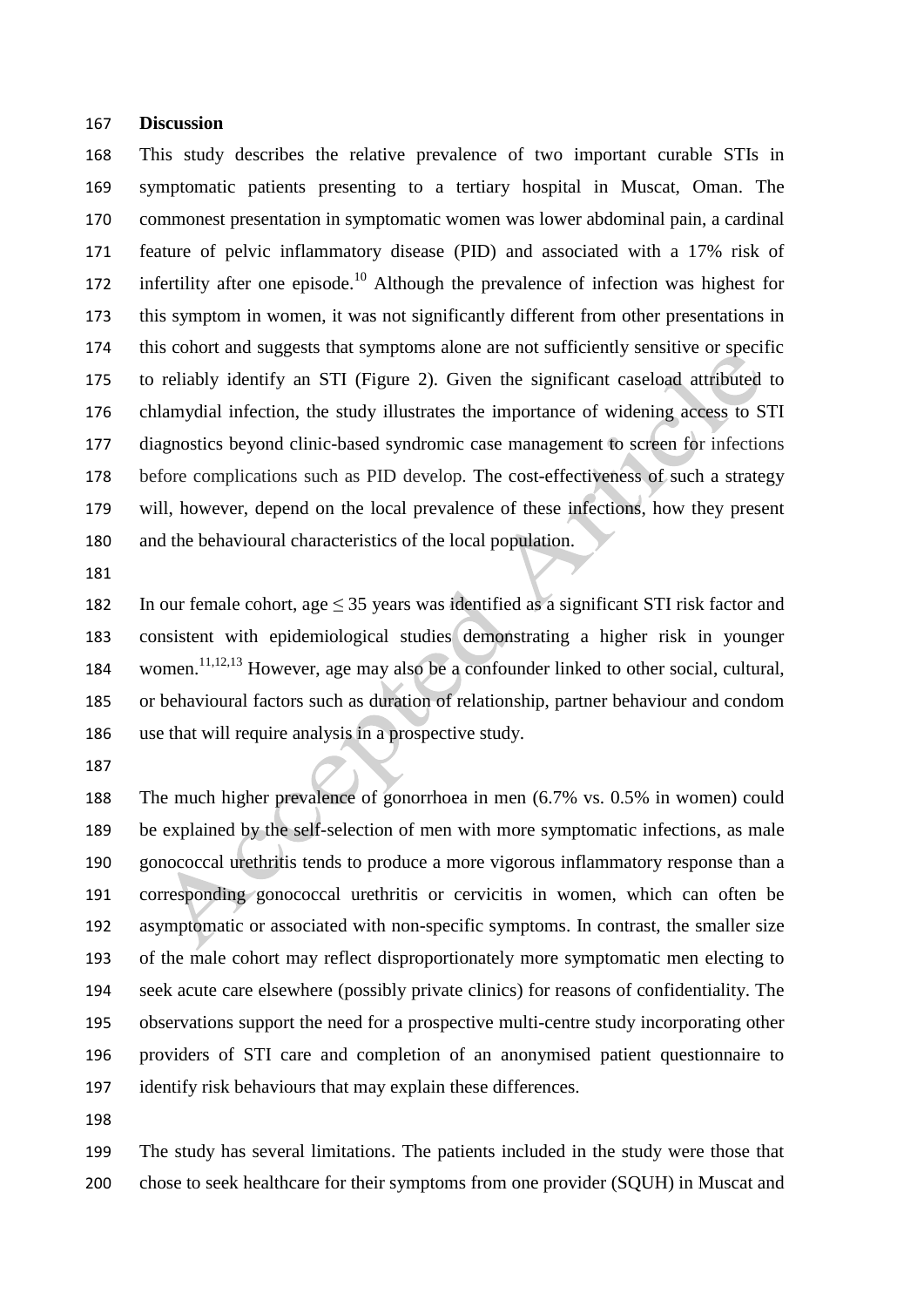## Discussion

This study describes the relative prevalence of two important curable STIs in symptomatic patients presenting to a tertiary hospital in Muscat, Oman. The commonest presentation in symptomatic women was lower abdominal pain, a cardinal feature of pelvic inflammatory disease (PID) and associated with a 17% risk of infertility after one episode.[10] Although the prevalence of infection was highest for this symptom in women, it was not significantly different from other presentations in this cohort and suggests that symptoms alone are not sufficiently sensitive or specific to reliably identify an STI (Figure 2). Given the significant caseload attributed to chlamydial infection, the study illustrates the importance of widening access to STI diagnostics beyond clinic-based syndromic case management to screen for infections before complications such as PID develop. The cost-effectiveness of such a strategy will, however, depend on the local prevalence of these infections, how they present and the behavioural characteristics of the local population.

In our female cohort, age ≤ 35 years was identified as a significant STI risk factor and consistent with epidemiological studies demonstrating a higher risk in younger women.[11,12,13] However, age may also be a confounder linked to other social, cultural, or behavioural factors such as duration of relationship, partner behaviour and condom use that will require analysis in a prospective study.

The much higher prevalence of gonorrhoea in men (6.7% vs. 0.5% in women) could be explained by the self-selection of men with more symptomatic infections, as male gonococcal urethritis tends to produce a more vigorous inflammatory response than a corresponding gonococcal urethritis or cervicitis in women, which can often be asymptomatic or associated with non-specific symptoms. In contrast, the smaller size of the male cohort may reflect disproportionately more symptomatic men electing to seek acute care elsewhere (possibly private clinics) for reasons of confidentiality. The observations support the need for a prospective multi-centre study incorporating other providers of STI care and completion of an anonymised patient questionnaire to identify risk behaviours that may explain these differences.

The study has several limitations. The patients included in the study were those that chose to seek healthcare for their symptoms from one provider (SQUH) in Muscat and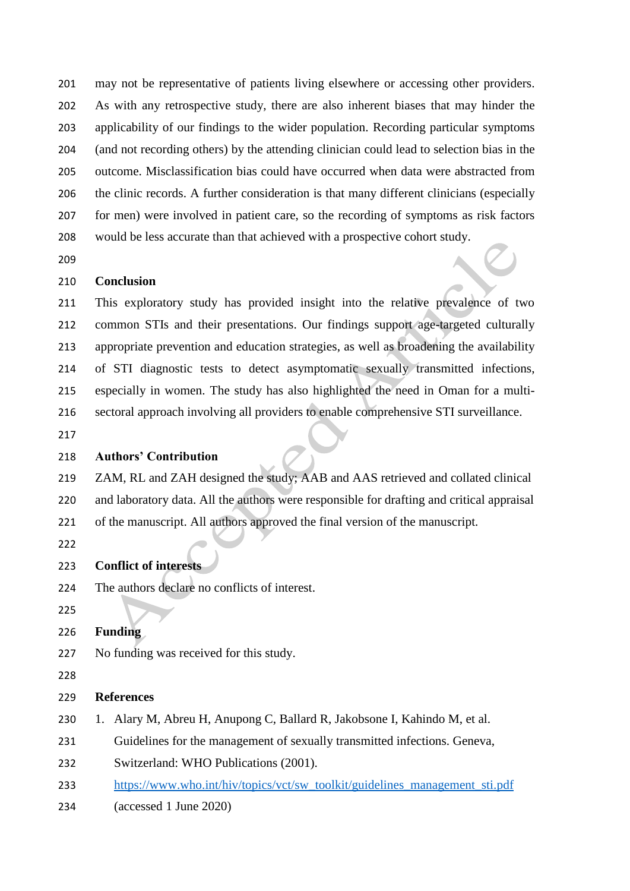may not be representative of patients living elsewhere or accessing other providers. As with any retrospective study, there are also inherent biases that may hinder the applicability of our findings to the wider population. Recording particular symptoms (and not recording others) by the attending clinician could lead to selection bias in the outcome. Misclassification bias could have occurred when data were abstracted from the clinic records. A further consideration is that many different clinicians (especially for men) were involved in patient care, so the recording of symptoms as risk factors would be less accurate than that achieved with a prospective cohort study.

## Conclusion

This exploratory study has provided insight into the relative prevalence of two common STIs and their presentations. Our findings support age-targeted culturally appropriate prevention and education strategies, as well as broadening the availability of STI diagnostic tests to detect asymptomatic sexually transmitted infections, especially in women. The study has also highlighted the need in Oman for a multi-sectoral approach involving all providers to enable comprehensive STI surveillance.

## Authors' Contribution

ZAM, RL and ZAH designed the study; AAB and AAS retrieved and collated clinical and laboratory data. All the authors were responsible for drafting and critical appraisal of the manuscript. All authors approved the final version of the manuscript.

## Conflict of interests

The authors declare no conflicts of interest.

## Funding

No funding was received for this study.

## References

1. Alary M, Abreu H, Anupong C, Ballard R, Jakobsone I, Kahindo M, et al. Guidelines for the management of sexually transmitted infections. Geneva, Switzerland: WHO Publications (2001). https://www.who.int/hiv/topics/vct/sw_toolkit/guidelines_management_sti.pdf (accessed 1 June 2020)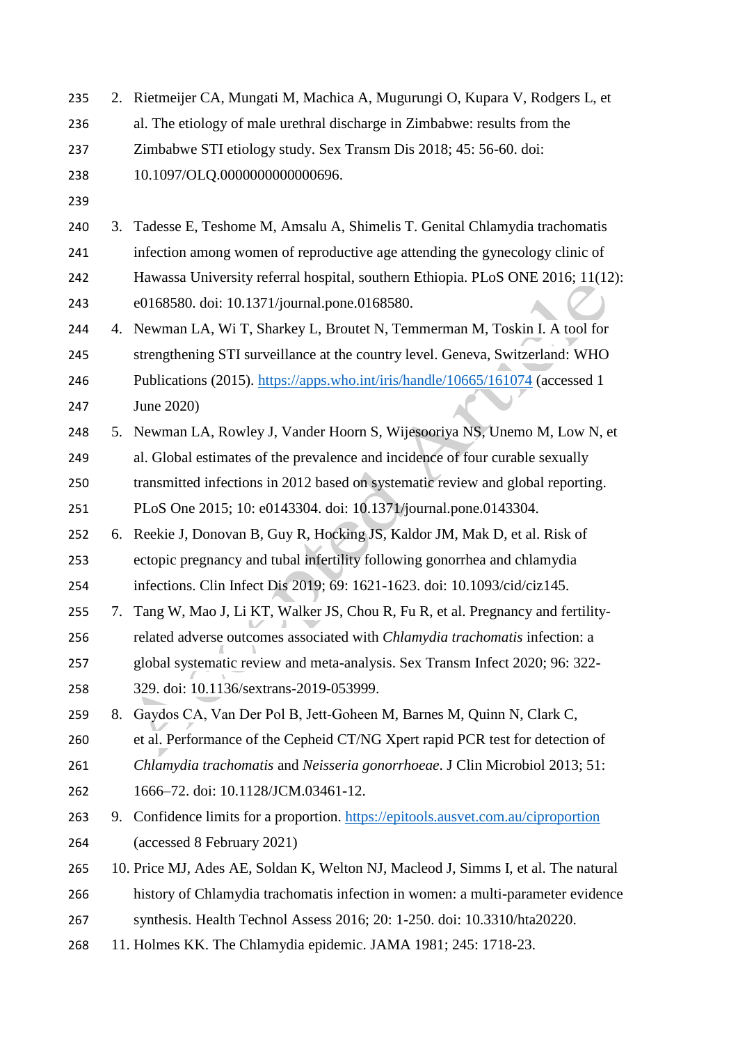2. Rietmeijer CA, Mungati M, Machica A, Mugurungi O, Kupara V, Rodgers L, et al. The etiology of male urethral discharge in Zimbabwe: results from the Zimbabwe STI etiology study. Sex Transm Dis 2018; 45: 56-60. doi: 10.1097/OLQ.0000000000000696.

3. Tadesse E, Teshome M, Amsalu A, Shimelis T. Genital Chlamydia trachomatis infection among women of reproductive age attending the gynecology clinic of Hawassa University referral hospital, southern Ethiopia. PLoS ONE 2016; 11(12): e0168580. doi: 10.1371/journal.pone.0168580.
4. Newman LA, Wi T, Sharkey L, Broutet N, Temmerman M, Toskin I. A tool for strengthening STI surveillance at the country level. Geneva, Switzerland: WHO Publications (2015). https://apps.who.int/iris/handle/10665/161074 (accessed 1 June 2020)
5. Newman LA, Rowley J, Vander Hoorn S, Wijesooriya NS, Unemo M, Low N, et al. Global estimates of the prevalence and incidence of four curable sexually transmitted infections in 2012 based on systematic review and global reporting. PLoS One 2015; 10: e0143304. doi: 10.1371/journal.pone.0143304.
6. Reekie J, Donovan B, Guy R, Hocking JS, Kaldor JM, Mak D, et al. Risk of ectopic pregnancy and tubal infertility following gonorrhea and chlamydia infections. Clin Infect Dis 2019; 69: 1621-1623. doi: 10.1093/cid/ciz145.
7. Tang W, Mao J, Li KT, Walker JS, Chou R, Fu R, et al. Pregnancy and fertility-related adverse outcomes associated with *Chlamydia trachomatis* infection: a global systematic review and meta-analysis. Sex Transm Infect 2020; 96: 322-329. doi: 10.1136/sextrans-2019-053999.
8. Gaydos CA, Van Der Pol B, Jett-Goheen M, Barnes M, Quinn N, Clark C, et al. Performance of the Cepheid CT/NG Xpert rapid PCR test for detection of *Chlamydia trachomatis* and *Neisseria gonorrhoeae*. J Clin Microbiol 2013; 51: 1666–72. doi: 10.1128/JCM.03461-12.
9. Confidence limits for a proportion. https://epitools.ausvet.com.au/ciproportion (accessed 8 February 2021)
10. Price MJ, Ades AE, Soldan K, Welton NJ, Macleod J, Simms I, et al. The natural history of Chlamydia trachomatis infection in women: a multi-parameter evidence synthesis. Health Technol Assess 2016; 20: 1-250. doi: 10.3310/hta20220.
11. Holmes KK. The Chlamydia epidemic. JAMA 1981; 245: 1718-23.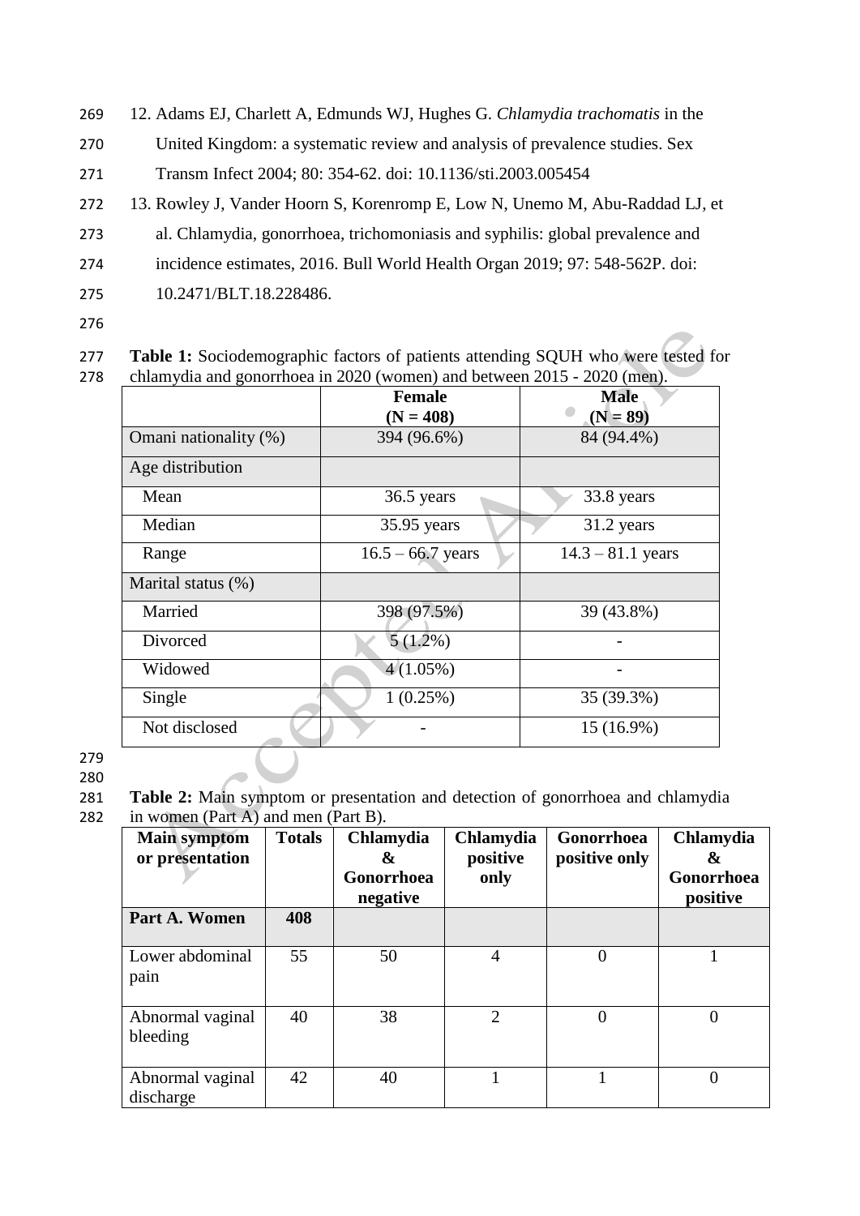12. Adams EJ, Charlett A, Edmunds WJ, Hughes G. *Chlamydia trachomatis* in the United Kingdom: a systematic review and analysis of prevalence studies. Sex Transm Infect 2004; 80: 354-62. doi: 10.1136/sti.2003.005454
13. Rowley J, Vander Hoorn S, Korenromp E, Low N, Unemo M, Abu-Raddad LJ, et al. Chlamydia, gonorrhoea, trichomoniasis and syphilis: global prevalence and incidence estimates, 2016. Bull World Health Organ 2019; 97: 548-562P. doi: 10.2471/BLT.18.228486.

**Table 1:** Sociodemographic factors of patients attending SQUH who were tested for chlamydia and gonorrhoea in 2020 (women) and between 2015 - 2020 (men).

| | **Female (N = 408)** | **Male (N = 89)** |
|---|---|---|
| Omani nationality (%) | 394 (96.6%) | 84 (94.4%) |
| Age distribution | | |
| Mean | 36.5 years | 33.8 years |
| Median | 35.95 years | 31.2 years |
| Range | 16.5 – 66.7 years | 14.3 – 81.1 years |
| Marital status (%) | | |
| Married | 398 (97.5%) | 39 (43.8%) |
| Divorced | 5 (1.2%) | - |
| Widowed | 4 (1.05%) | - |
| Single | 1 (0.25%) | 35 (39.3%) |
| Not disclosed | - | 15 (16.9%) |

**Table 2:** Main symptom or presentation and detection of gonorrhoea and chlamydia in women (Part A) and men (Part B).

| **Main symptom or presentation** | **Totals** | **Chlamydia & Gonorrhoea negative** | **Chlamydia positive only** | **Gonorrhoea positive only** | **Chlamydia & Gonorrhoea positive** |
|---|---|---|---|---|---|
| **Part A. Women** | **408** | | | | |
| Lower abdominal pain | 55 | 50 | 4 | 0 | 1 |
| Abnormal vaginal bleeding | 40 | 38 | 2 | 0 | 0 |
| Abnormal vaginal discharge | 42 | 40 | 1 | 1 | 0 |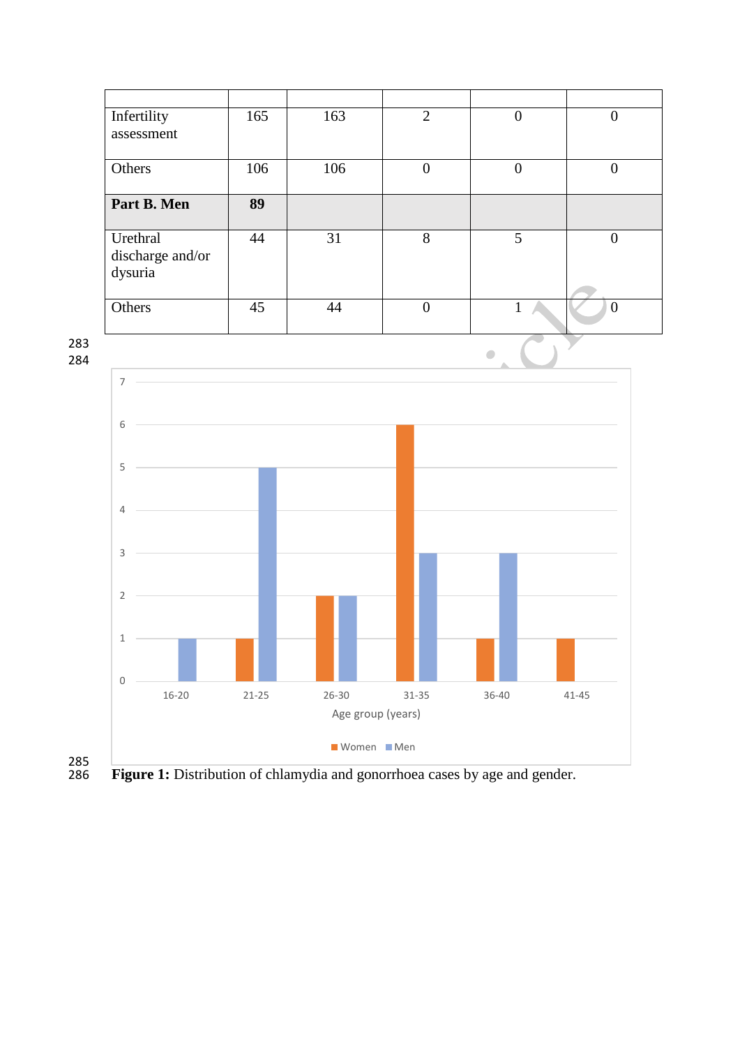| | | | | | |
|---|---|---|---|---|---|
| Infertility assessment | 165 | 163 | 2 | 0 | 0 |
| Others | 106 | 106 | 0 | 0 | 0 |
| **Part B. Men** | **89** | | | | |
| Urethral discharge and/or dysuria | 44 | 31 | 8 | 5 | 0 |
| Others | 45 | 44 | 0 | 1 | 0 |

**Figure 1:** Distribution of chlamydia and gonorrhoea cases by age and gender.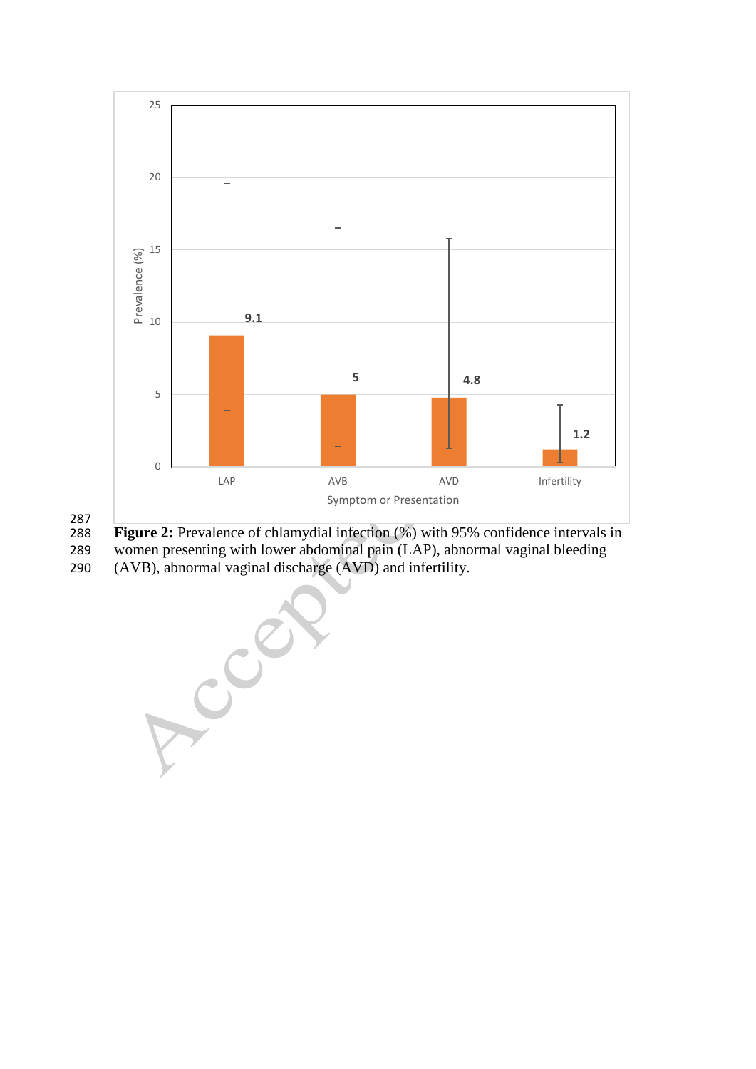25

20

15

10

5

0

Prevalence (%)

9.1

5

4.8

1.2

LAP

AVB

AVD

Infertility

Symptom or Presentation

**Figure 2:** Prevalence of chlamydial infection (%) with 95% confidence intervals in women presenting with lower abdominal pain (LAP), abnormal vaginal bleeding (AVB), abnormal vaginal discharge (AVD) and infertility.